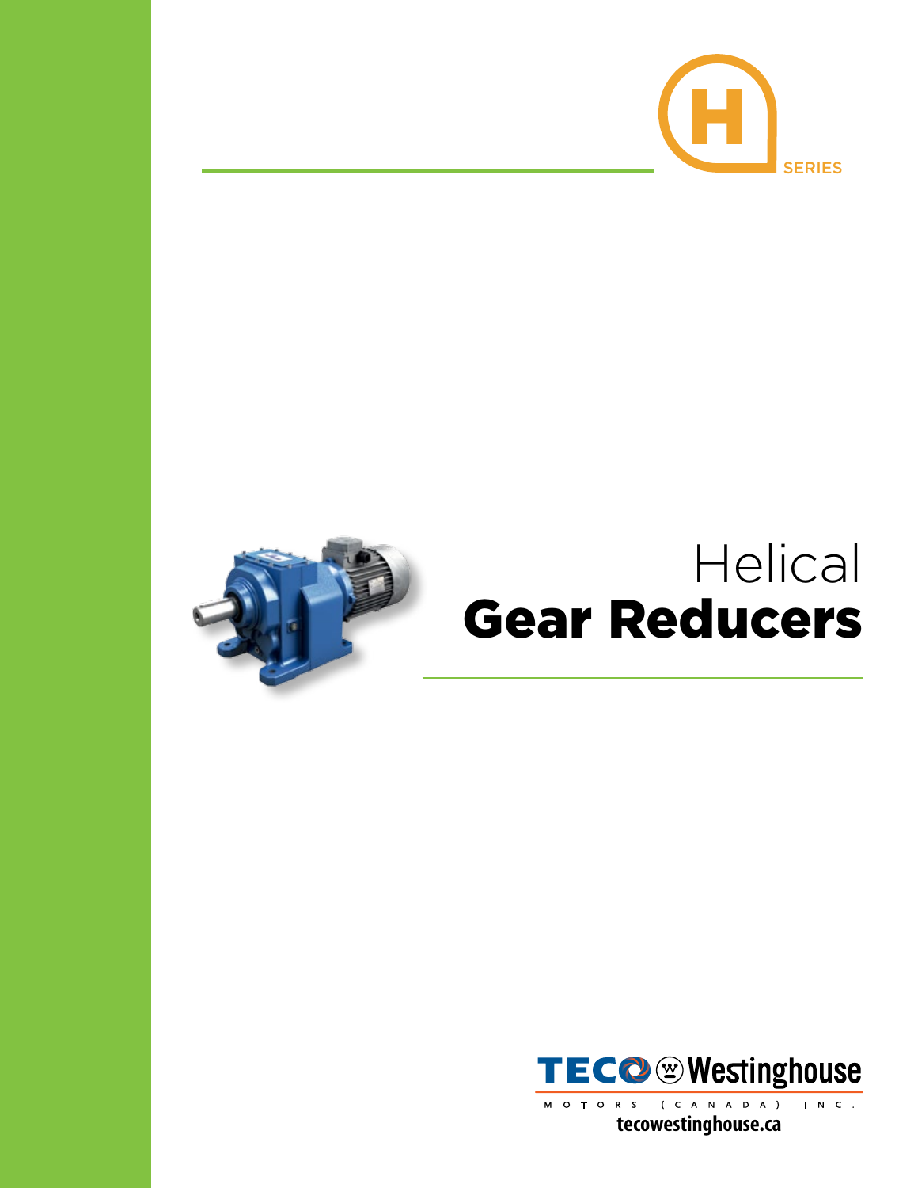H SERIES

# Helical
# Gear Reducers

TECO Westinghouse

MOTORS (CANADA) INC.

tecowestinghouse.ca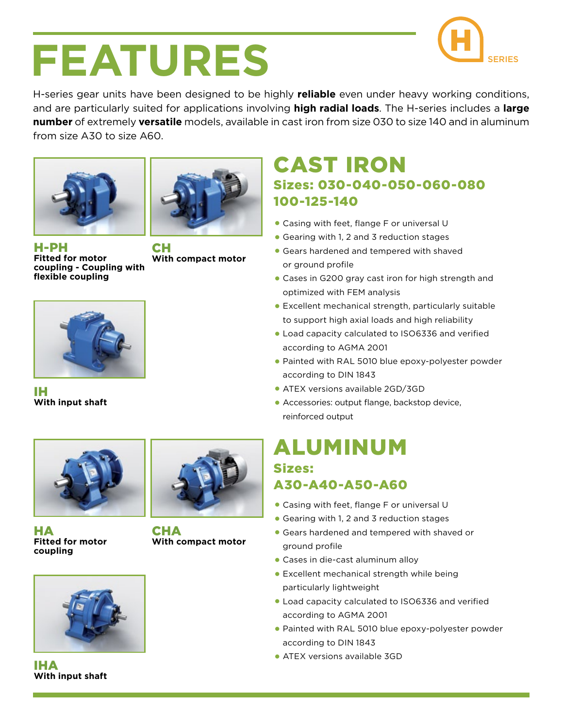# FEATURES

H SERIES

H-series gear units have been designed to be highly **reliable** even under heavy working conditions, and are particularly suited for applications involving **high radial loads**. The H-series includes a **large number** of extremely **versatile** models, available in cast iron from size 030 to size 140 and in aluminum from size A30 to size A60.

**H-PH**
**Fitted for motor coupling - Coupling with flexible coupling**

**CH**
**With compact motor**

**IH**
**With input shaft**

**HA**
**Fitted for motor coupling**

**CHA**
**With compact motor**

**IHA**
**With input shaft**

## CAST IRON

### Sizes: 030-040-050-060-080 100-125-140

- Casing with feet, flange F or universal U
- Gearing with 1, 2 and 3 reduction stages
- Gears hardened and tempered with shaved or ground profile
- Cases in G200 gray cast iron for high strength and optimized with FEM analysis
- Excellent mechanical strength, particularly suitable to support high axial loads and high reliability
- Load capacity calculated to ISO6336 and verified according to AGMA 2001
- Painted with RAL 5010 blue epoxy-polyester powder according to DIN 1843
- ATEX versions available 2GD/3GD
- Accessories: output flange, backstop device, reinforced output

## ALUMINUM

### Sizes: A30-A40-A50-A60

- Casing with feet, flange F or universal U
- Gearing with 1, 2 and 3 reduction stages
- Gears hardened and tempered with shaved or ground profile
- Cases in die-cast aluminum alloy
- Excellent mechanical strength while being particularly lightweight
- Load capacity calculated to ISO6336 and verified according to AGMA 2001
- Painted with RAL 5010 blue epoxy-polyester powder according to DIN 1843
- ATEX versions available 3GD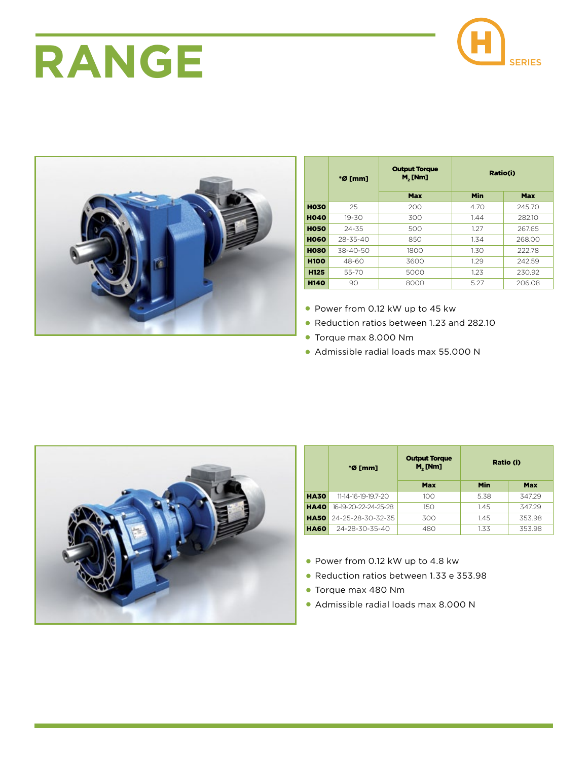# RANGE

H SERIES

|  | *Ø [mm] | Output Torque $M_2$ [Nm] | Ratio(i) |  |
|---|---|---|---|---|
|  |  | Max | Min | Max |
| **H030** | 25 | 200 | 4.70 | 245.70 |
| **H040** | 19-30 | 300 | 1.44 | 282.10 |
| **H050** | 24-35 | 500 | 1.27 | 267.65 |
| **H060** | 28-35-40 | 850 | 1.34 | 268.00 |
| **H080** | 38-40-50 | 1800 | 1.30 | 222.78 |
| **H100** | 48-60 | 3600 | 1.29 | 242.59 |
| **H125** | 55-70 | 5000 | 1.23 | 230.92 |
| **H140** | 90 | 8000 | 5.27 | 206.08 |

- Power from 0.12 kW up to 45 kw
- Reduction ratios between 1.23 and 282.10
- Torque max 8.000 Nm
- Admissible radial loads max 55.000 N

|  | *Ø [mm] | Output Torque $M_2$ [Nm] | Ratio (i) |  |
|---|---|---|---|---|
|  |  | Max | Min | Max |
| **HA30** | 11-14-16-19-19.7-20 | 100 | 5.38 | 347.29 |
| **HA40** | 16-19-20-22-24-25-28 | 150 | 1.45 | 347.29 |
| **HA50** | 24-25-28-30-32-35 | 300 | 1.45 | 353.98 |
| **HA60** | 24-28-30-35-40 | 480 | 1.33 | 353.98 |

- Power from 0.12 kW up to 4.8 kw
- Reduction ratios between 1.33 e 353.98
- Torque max 480 Nm
- Admissible radial loads max 8.000 N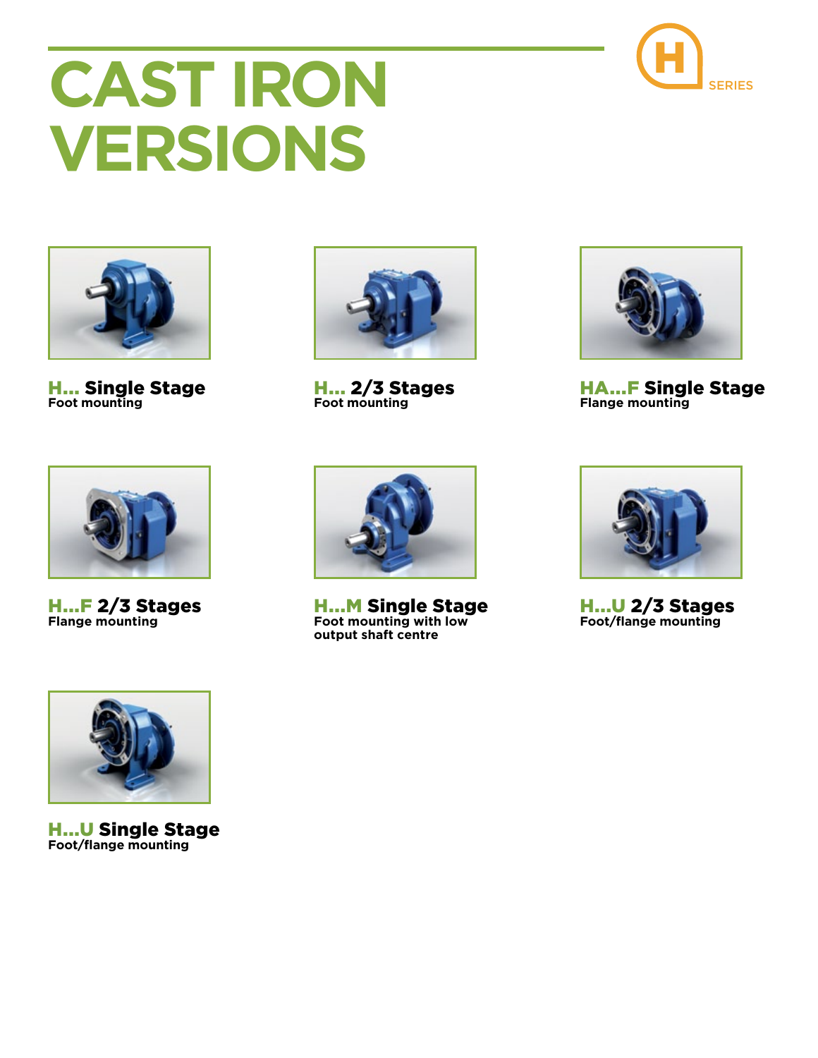# CAST IRON VERSIONS

H SERIES

**H... Single Stage**
**Foot mounting**

**H... 2/3 Stages**
**Foot mounting**

**HA...F Single Stage**
**Flange mounting**

**H...F 2/3 Stages**
**Flange mounting**

**H...M Single Stage**
**Foot mounting with low output shaft centre**

**H...U 2/3 Stages**
**Foot/flange mounting**

**H...U Single Stage**
**Foot/flange mounting**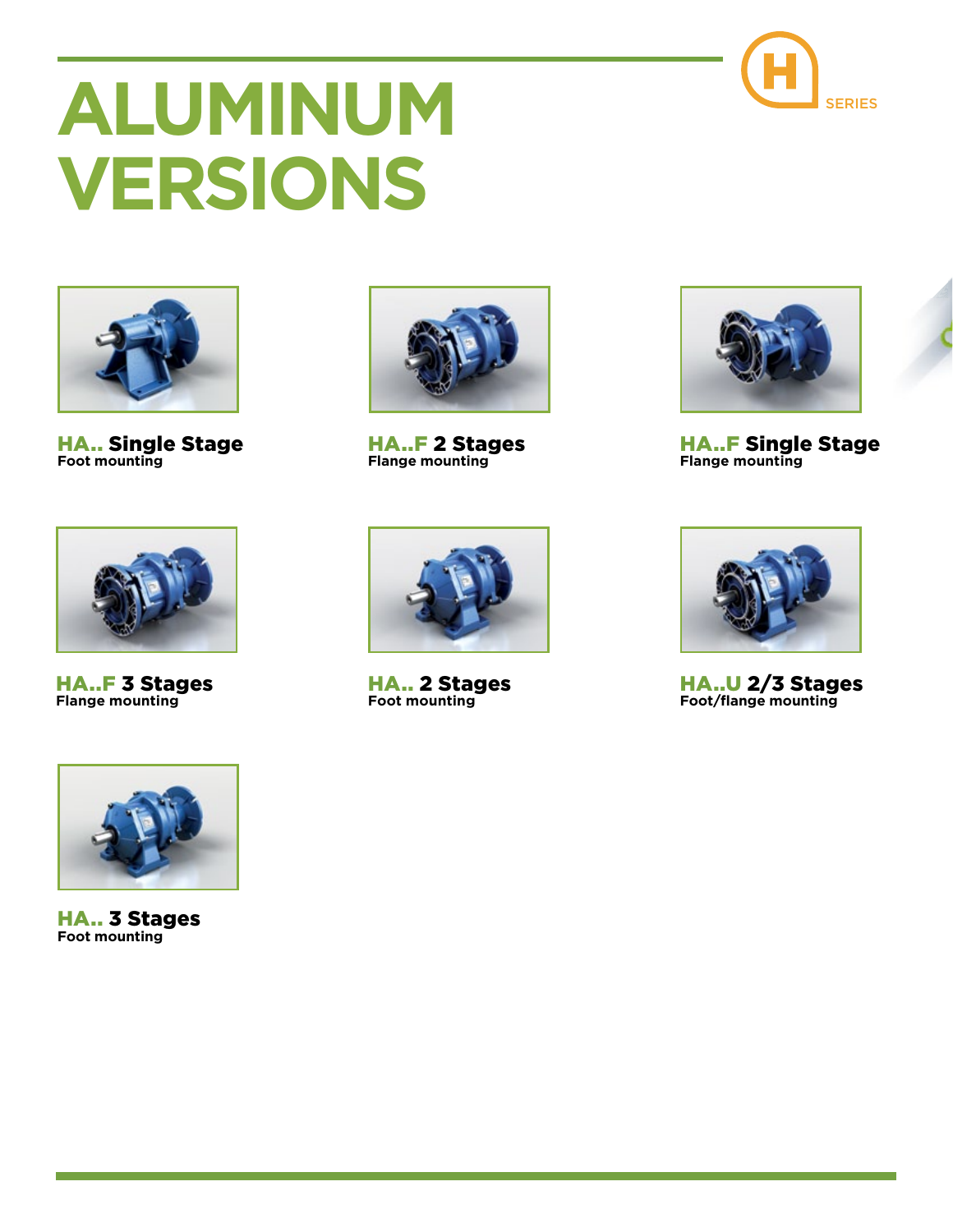# ALUMINUM VERSIONS

**HA.. Single Stage**
Foot mounting

**HA..F 2 Stages**
Flange mounting

**HA..F Single Stage**
Flange mounting

**HA..F 3 Stages**
Flange mounting

**HA.. 2 Stages**
Foot mounting

**HA..U 2/3 Stages**
Foot/flange mounting

**HA.. 3 Stages**
Foot mounting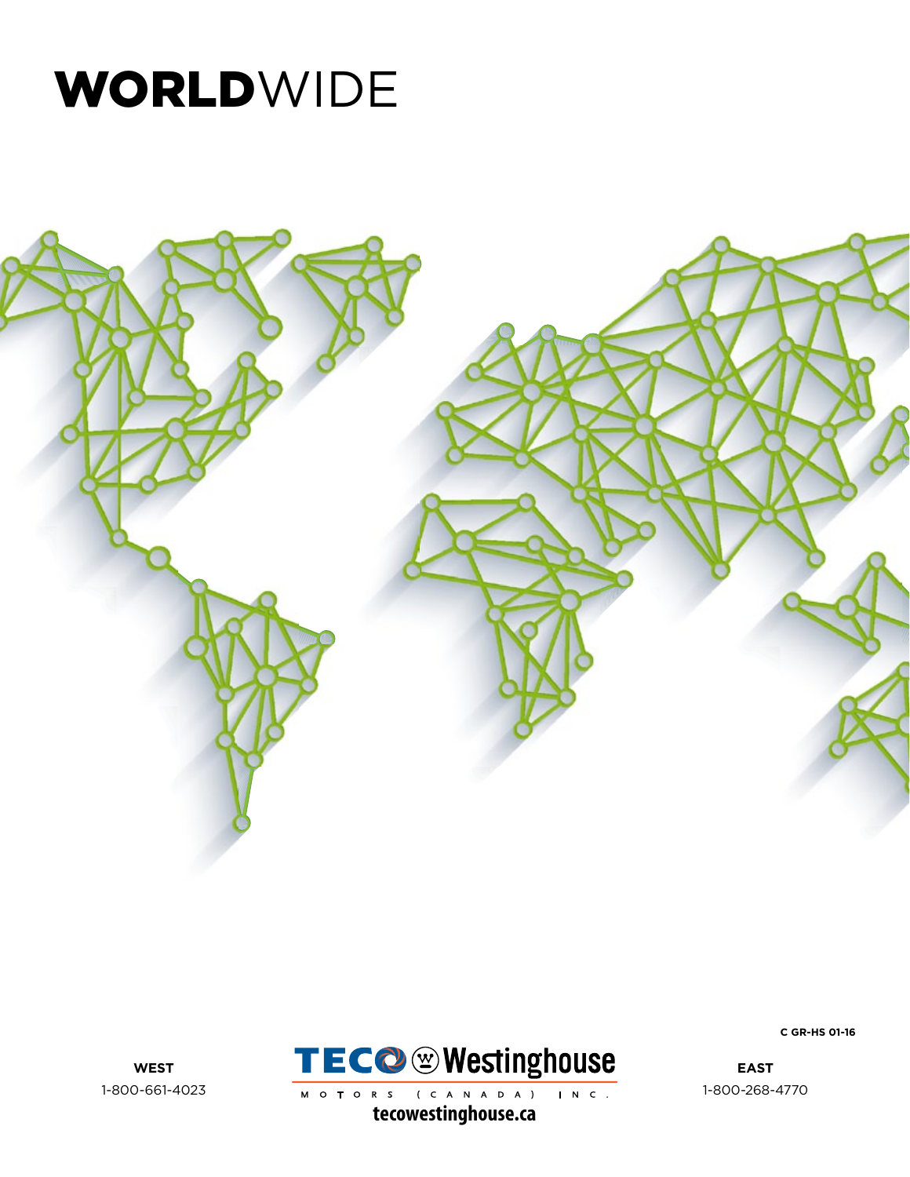# WORLDWIDE

C GR-HS 01-16

**WEST**
1-800-661-4023

TECO Westinghouse
MOTORS (CANADA) INC.
**tecowestinghouse.ca**

**EAST**
1-800-268-4770